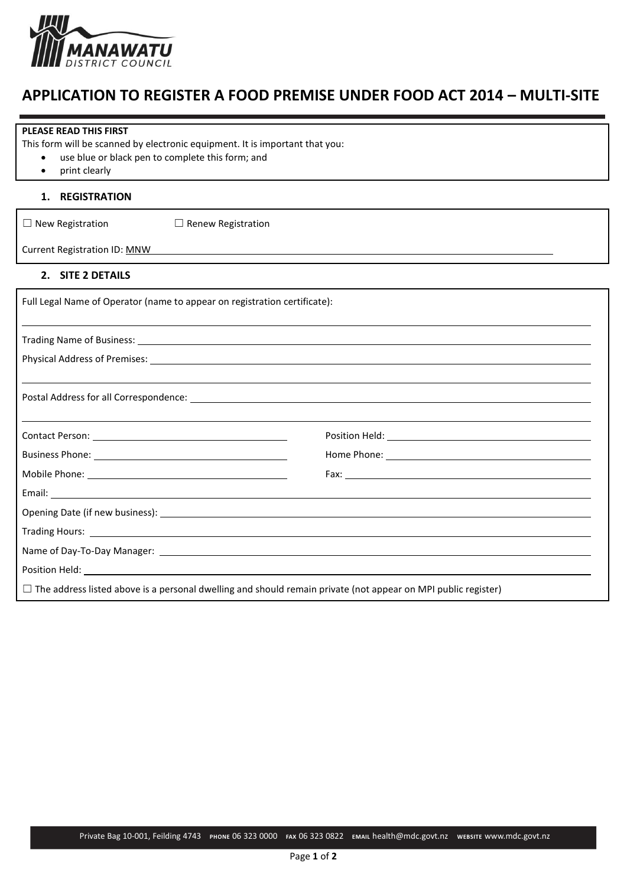MANAWATU DISTRICT COUNCIL

# APPLICATION TO REGISTER A FOOD PREMISE UNDER FOOD ACT 2014 – MULTI-SITE

**PLEASE READ THIS FIRST**

This form will be scanned by electronic equipment. It is important that you:

- use blue or black pen to complete this form; and
- print clearly

## 1. REGISTRATION

☐ New Registration ☐ Renew Registration

Current Registration ID: MNW ______________________________

## 2. SITE 2 DETAILS

Full Legal Name of Operator (name to appear on registration certificate):

______________________________

Trading Name of Business: ______________________________

Physical Address of Premises: ______________________________

______________________________

Postal Address for all Correspondence: ______________________________

______________________________

Contact Person: ______________________________ Position Held: ______________________________

Business Phone: ______________________________ Home Phone: ______________________________

Mobile Phone: ______________________________ Fax: ______________________________

Email: ______________________________

Opening Date (if new business): ______________________________

Trading Hours: ______________________________

Name of Day-To-Day Manager: ______________________________

Position Held: ______________________________

☐ The address listed above is a personal dwelling and should remain private (not appear on MPI public register)

Private Bag 10-001, Feilding 4743 **PHONE** 06 323 0000 **FAX** 06 323 0822 **EMAIL** health@mdc.govt.nz **WEBSITE** www.mdc.govt.nz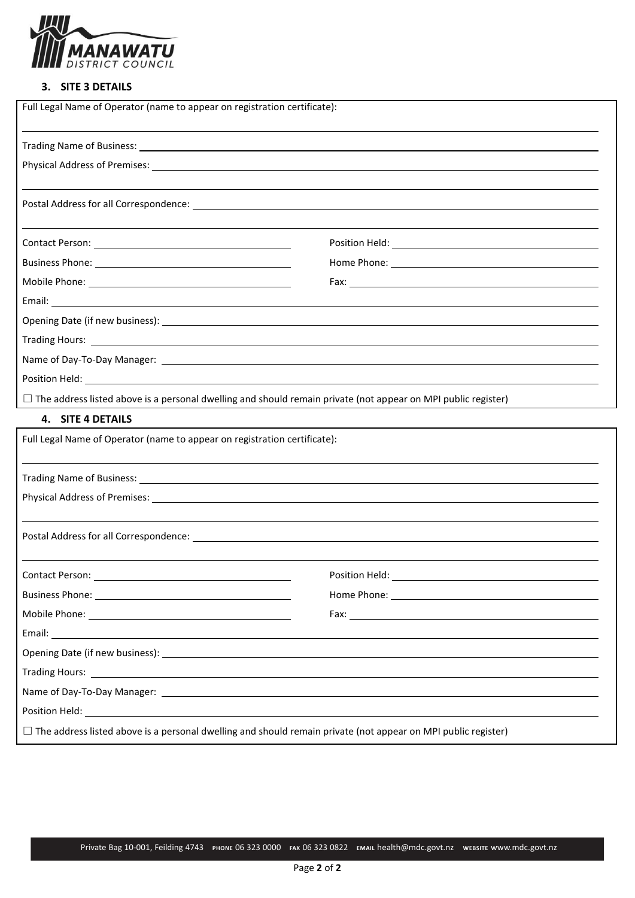## 3. SITE 3 DETAILS

Full Legal Name of Operator (name to appear on registration certificate):

Trading Name of Business:

Physical Address of Premises:

Postal Address for all Correspondence:

Contact Person: Position Held:

Business Phone: Home Phone:

Mobile Phone: Fax:

Email:

Opening Date (if new business):

Trading Hours:

Name of Day-To-Day Manager:

Position Held:

☐ The address listed above is a personal dwelling and should remain private (not appear on MPI public register)

## 4. SITE 4 DETAILS

Full Legal Name of Operator (name to appear on registration certificate):

Trading Name of Business:

Physical Address of Premises:

Postal Address for all Correspondence:

Contact Person: Position Held:

Business Phone: Home Phone:

Mobile Phone: Fax:

Email:

Opening Date (if new business):

Trading Hours:

Name of Day-To-Day Manager:

Position Held:

☐ The address listed above is a personal dwelling and should remain private (not appear on MPI public register)

Private Bag 10-001, Feilding 4743 PHONE 06 323 0000 FAX 06 323 0822 EMAIL health@mdc.govt.nz WEBSITE www.mdc.govt.nz